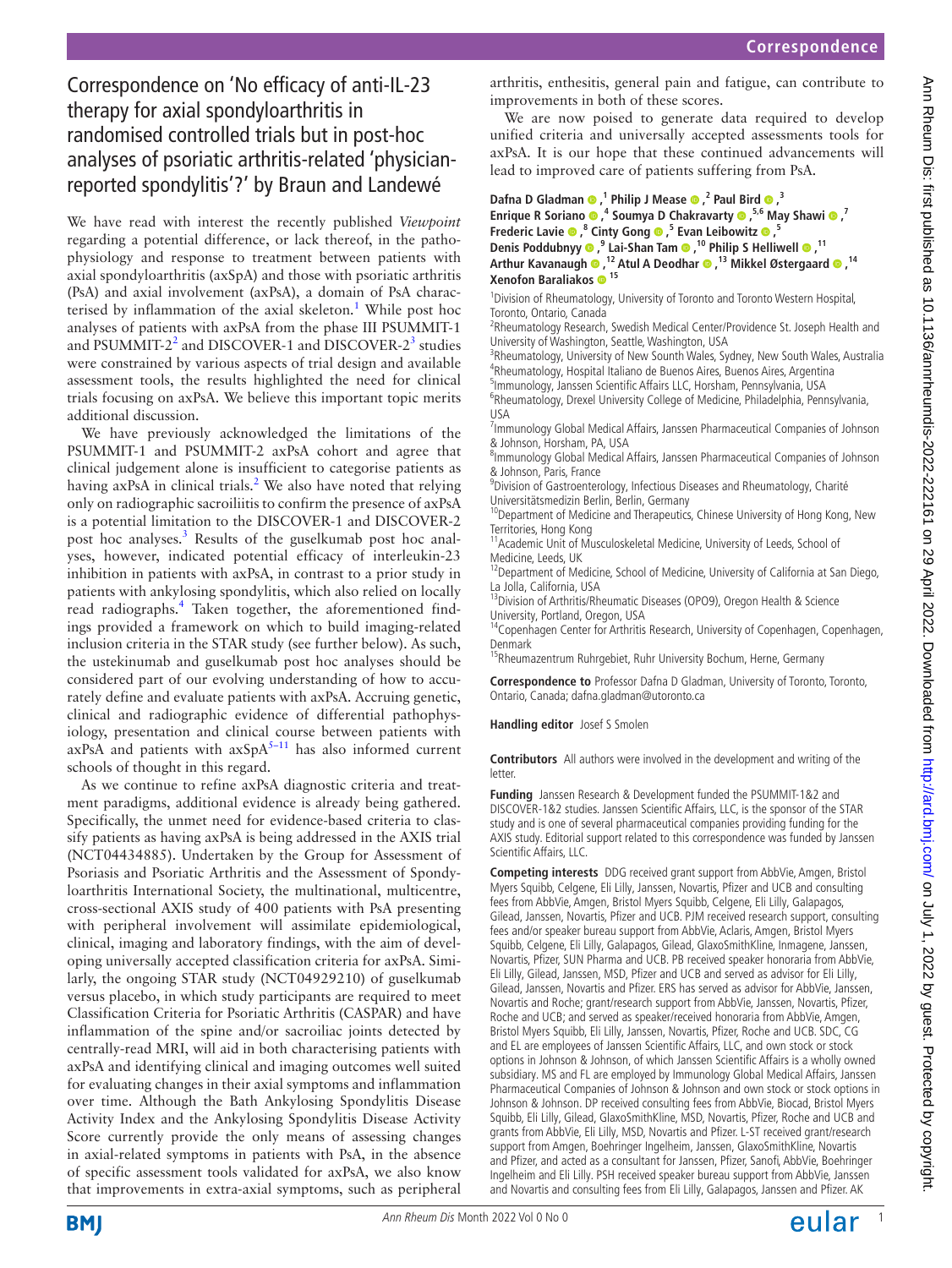# Correspondence on 'No efficacy of anti-IL-23 therapy for axial spondyloarthritis in randomised controlled trials but in post-hoc analyses of psoriatic arthritis-related 'physician-reported spondylitis'?' by Braun and Landewé

We have read with interest the recently published *Viewpoint* regarding a potential difference, or lack thereof, in the pathophysiology and response to treatment between patients with axial spondyloarthritis (axSpA) and those with psoriatic arthritis (PsA) and axial involvement (axPsA), a domain of PsA characterised by inflammation of the axial skeleton.[1] While post hoc analyses of patients with axPsA from the phase III PSUMMIT-1 and PSUMMIT-2[2] and DISCOVER-1 and DISCOVER-2[3] studies were constrained by various aspects of trial design and available assessment tools, the results highlighted the need for clinical trials focusing on axPsA. We believe this important topic merits additional discussion.

We have previously acknowledged the limitations of the PSUMMIT-1 and PSUMMIT-2 axPsA cohort and agree that clinical judgement alone is insufficient to categorise patients as having axPsA in clinical trials.[2] We also have noted that relying only on radiographic sacroiliitis to confirm the presence of axPsA is a potential limitation to the DISCOVER-1 and DISCOVER-2 post hoc analyses.[3] Results of the guselkumab post hoc analyses, however, indicated potential efficacy of interleukin-23 inhibition in patients with axPsA, in contrast to a prior study in patients with ankylosing spondylitis, which also relied on locally read radiographs.[4] Taken together, the aforementioned findings provided a framework on which to build imaging-related inclusion criteria in the STAR study (see further below). As such, the ustekinumab and guselkumab post hoc analyses should be considered part of our evolving understanding of how to accurately define and evaluate patients with axPsA. Accruing genetic, clinical and radiographic evidence of differential pathophysiology, presentation and clinical course between patients with axPsA and patients with axSpA[5–11] has also informed current schools of thought in this regard.

As we continue to refine axPsA diagnostic criteria and treatment paradigms, additional evidence is already being gathered. Specifically, the unmet need for evidence-based criteria to classify patients as having axPsA is being addressed in the AXIS trial (NCT04434885). Undertaken by the Group for Assessment of Psoriasis and Psoriatic Arthritis and the Assessment of Spondyloarthritis International Society, the multinational, multicentre, cross-sectional AXIS study of 400 patients with PsA presenting with peripheral involvement will assimilate epidemiological, clinical, imaging and laboratory findings, with the aim of developing universally accepted classification criteria for axPsA. Similarly, the ongoing STAR study (NCT04929210) of guselkumab versus placebo, in which study participants are required to meet Classification Criteria for Psoriatic Arthritis (CASPAR) and have inflammation of the spine and/or sacroiliac joints detected by centrally-read MRI, will aid in both characterising patients with axPsA and identifying clinical and imaging outcomes well suited for evaluating changes in their axial symptoms and inflammation over time. Although the Bath Ankylosing Spondylitis Disease Activity Index and the Ankylosing Spondylitis Disease Activity Score currently provide the only means of assessing changes in axial-related symptoms in patients with PsA, in the absence of specific assessment tools validated for axPsA, we also know that improvements in extra-axial symptoms, such as peripheral arthritis, enthesitis, general pain and fatigue, can contribute to improvements in both of these scores.

We are now poised to generate data required to develop unified criteria and universally accepted assessments tools for axPsA. It is our hope that these continued advancements will lead to improved care of patients suffering from PsA.

**Dafna D Gladman**[1], **Philip J Mease**[2], **Paul Bird**[3], **Enrique R Soriano**[4], **Soumya D Chakravarty**[5,6], **May Shawi**[7], **Frederic Lavie**[8], **Cinty Gong**[5], **Evan Leibowitz**[5], **Denis Poddubnyy**[9], **Lai-Shan Tam**[10], **Philip S Helliwell**[11], **Arthur Kavanaugh**[12], **Atul A Deodhar**[13], **Mikkel Østergaard**[14], **Xenofon Baraliakos**[15]

[1]Division of Rheumatology, University of Toronto and Toronto Western Hospital, Toronto, Ontario, Canada
[2]Rheumatology Research, Swedish Medical Center/Providence St. Joseph Health and University of Washington, Seattle, Washington, USA
[3]Rheumatology, University of New South Wales, Sydney, New South Wales, Australia
[4]Rheumatology, Hospital Italiano de Buenos Aires, Buenos Aires, Argentina
[5]Immunology, Janssen Scientific Affairs LLC, Horsham, Pennsylvania, USA
[6]Rheumatology, Drexel University College of Medicine, Philadelphia, Pennsylvania, USA
[7]Immunology Global Medical Affairs, Janssen Pharmaceutical Companies of Johnson & Johnson, Horsham, PA, USA
[8]Immunology Global Medical Affairs, Janssen Pharmaceutical Companies of Johnson & Johnson, Paris, France
[9]Division of Gastroenterology, Infectious Diseases and Rheumatology, Charité Universitätsmedizin Berlin, Berlin, Germany
[10]Department of Medicine and Therapeutics, Chinese University of Hong Kong, New Territories, Hong Kong
[11]Academic Unit of Musculoskeletal Medicine, University of Leeds, School of Medicine, Leeds, UK
[12]Department of Medicine, School of Medicine, University of California at San Diego, La Jolla, California, USA
[13]Division of Arthritis/Rheumatic Diseases (OP09), Oregon Health & Science University, Portland, Oregon, USA
[14]Copenhagen Center for Arthritis Research, University of Copenhagen, Copenhagen, Denmark
[15]Rheumazentrum Ruhrgebiet, Ruhr University Bochum, Herne, Germany

**Correspondence to** Professor Dafna D Gladman, University of Toronto, Toronto, Ontario, Canada; dafna.gladman@utoronto.ca

**Handling editor** Josef S Smolen

**Contributors** All authors were involved in the development and writing of the letter.

**Funding** Janssen Research & Development funded the PSUMMIT-1&2 and DISCOVER-1&2 studies. Janssen Scientific Affairs, LLC, is the sponsor of the STAR study and is one of several pharmaceutical companies providing funding for the AXIS study. Editorial support related to this correspondence was funded by Janssen Scientific Affairs, LLC.

**Competing interests** DDG received grant support from AbbVie, Amgen, Bristol Myers Squibb, Celgene, Eli Lilly, Janssen, Novartis, Pfizer and UCB and consulting fees from AbbVie, Amgen, Bristol Myers Squibb, Celgene, Eli Lilly, Galapagos, Gilead, Janssen, Novartis, Pfizer and UCB. PJM received research support, consulting fees and/or speaker bureau support from AbbVie, Aclaris, Amgen, Bristol Myers Squibb, Celgene, Eli Lilly, Galapagos, Gilead, GlaxoSmithKline, Inmagene, Janssen, Novartis, Pfizer, SUN Pharma and UCB. PB received speaker honoraria from AbbVie, Eli Lilly, Gilead, Janssen, MSD, Pfizer and UCB and served as advisor for Eli Lilly, Gilead, Janssen, Novartis and Pfizer. ERS has served as advisor for AbbVie, Janssen, Novartis and Roche; grant/research support from AbbVie, Janssen, Novartis, Pfizer, Roche and UCB; and served as speaker/received honoraria from AbbVie, Amgen, Bristol Myers Squibb, Eli Lilly, Janssen, Novartis, Pfizer, Roche and UCB. SDC, CG and EL are employees of Janssen Scientific Affairs, LLC, and own stock or stock options in Johnson & Johnson, of which Janssen Scientific Affairs is a wholly owned subsidiary. MS and FL are employed by Immunology Global Medical Affairs, Janssen Pharmaceutical Companies of Johnson & Johnson and own stock or stock options in Johnson & Johnson. DP received consulting fees from AbbVie, Biocad, Bristol Myers Squibb, Eli Lilly, Gilead, GlaxoSmithKline, MSD, Novartis, Pfizer, Roche and UCB and grants from AbbVie, Eli Lilly, MSD, Novartis and Pfizer. L-ST received grant/research support from Amgen, Boehringer Ingelheim, Janssen, GlaxoSmithKline, Novartis and Pfizer, and acted as a consultant for Janssen, Pfizer, Sanofi, AbbVie, Boehringer Ingelheim and Eli Lilly. PSH received speaker bureau support from AbbVie, Janssen and Novartis and consulting fees from Eli Lilly, Galapagos, Janssen and Pfizer. AK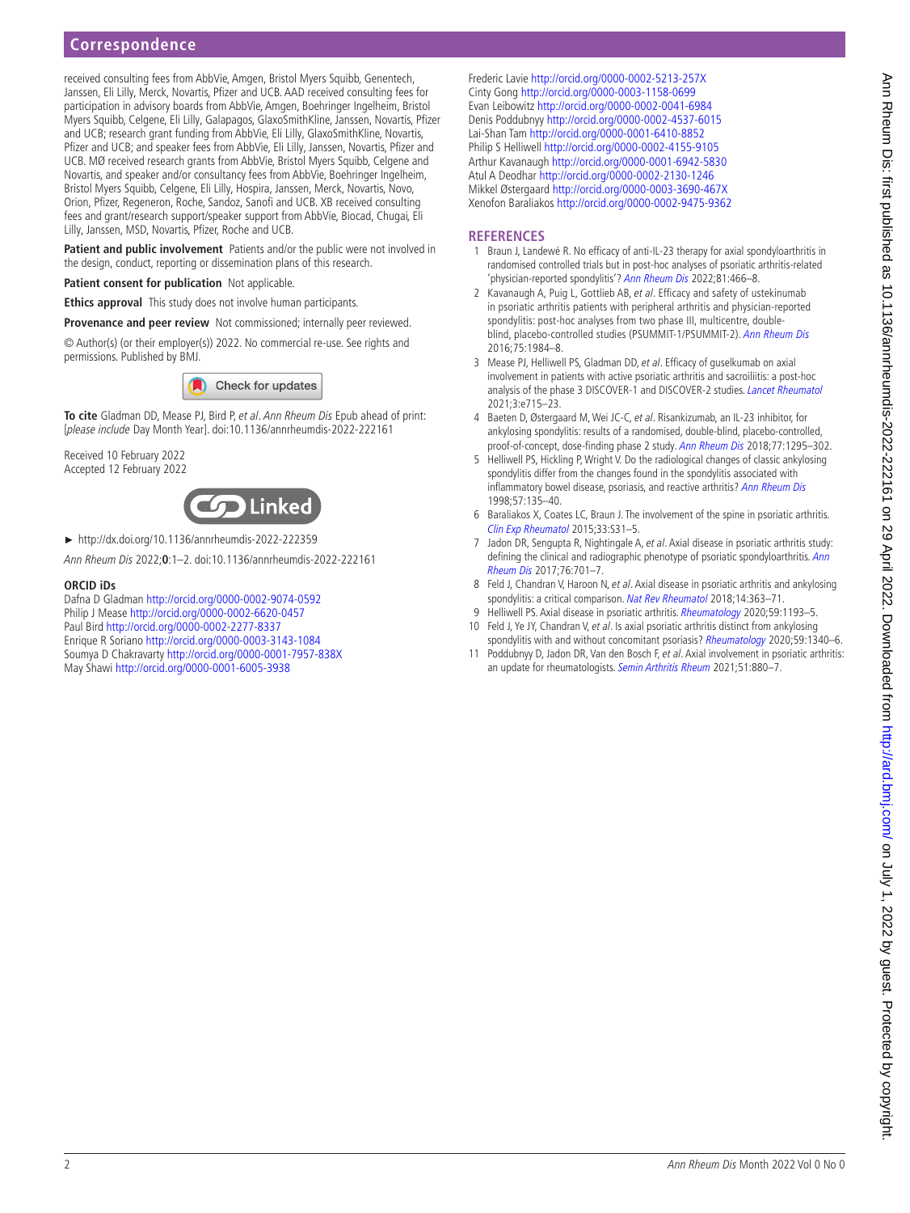received consulting fees from AbbVie, Amgen, Bristol Myers Squibb, Genentech, Janssen, Eli Lilly, Merck, Novartis, Pfizer and UCB. AAD received consulting fees for participation in advisory boards from AbbVie, Amgen, Boehringer Ingelheim, Bristol Myers Squibb, Celgene, Eli Lilly, Galapagos, GlaxoSmithKline, Janssen, Novartis, Pfizer and UCB; research grant funding from AbbVie, Eli Lilly, GlaxoSmithKline, Novartis, Pfizer and UCB; and speaker fees from AbbVie, Eli Lilly, Janssen, Novartis, Pfizer and UCB. MØ received research grants from AbbVie, Bristol Myers Squibb, Celgene and Novartis, and speaker and/or consultancy fees from AbbVie, Boehringer Ingelheim, Bristol Myers Squibb, Celgene, Eli Lilly, Hospira, Janssen, Merck, Novartis, Novo, Orion, Pfizer, Regeneron, Roche, Sandoz, Sanofi and UCB. XB received consulting fees and grant/research support/speaker support from AbbVie, Biocad, Chugai, Eli Lilly, Janssen, MSD, Novartis, Pfizer, Roche and UCB.

**Patient and public involvement** Patients and/or the public were not involved in the design, conduct, reporting or dissemination plans of this research.

**Patient consent for publication** Not applicable.

**Ethics approval** This study does not involve human participants.

**Provenance and peer review** Not commissioned; internally peer reviewed.

© Author(s) (or their employer(s)) 2022. No commercial re-use. See rights and permissions. Published by BMJ.

**To cite** Gladman DD, Mease PJ, Bird P, *et al*. *Ann Rheum Dis* Epub ahead of print: [*please include* Day Month Year]. doi:10.1136/annrheumdis-2022-222161

Received 10 February 2022
Accepted 12 February 2022

► http://dx.doi.org/10.1136/annrheumdis-2022-222359

*Ann Rheum Dis* 2022;**0**:1–2. doi:10.1136/annrheumdis-2022-222161

**ORCID iDs**

Dafna D Gladman http://orcid.org/0000-0002-9074-0592
Philip J Mease http://orcid.org/0000-0002-6620-0457
Paul Bird http://orcid.org/0000-0002-2277-8337
Enrique R Soriano http://orcid.org/0000-0003-3143-1084
Soumya D Chakravarty http://orcid.org/0000-0001-7957-838X
May Shawi http://orcid.org/0000-0001-6005-3938
Frederic Lavie http://orcid.org/0000-0002-5213-257X
Cinty Gong http://orcid.org/0000-0003-1158-0699
Evan Leibowitz http://orcid.org/0000-0002-0041-6984
Denis Poddubnyy http://orcid.org/0000-0002-4537-6015
Lai-Shan Tam http://orcid.org/0000-0001-6410-8852
Philip S Helliwell http://orcid.org/0000-0002-4155-9105
Arthur Kavanaugh http://orcid.org/0000-0001-6942-5830
Atul A Deodhar http://orcid.org/0000-0002-2130-1246
Mikkel Østergaard http://orcid.org/0000-0003-3690-467X
Xenofon Baraliakos http://orcid.org/0000-0002-9475-9362

## REFERENCES

1. Braun J, Landewé R. No efficacy of anti-IL-23 therapy for axial spondyloarthritis in randomised controlled trials but in post-hoc analyses of psoriatic arthritis-related 'physician-reported spondylitis'? *Ann Rheum Dis* 2022;81:466–8.
2. Kavanaugh A, Puig L, Gottlieb AB, *et al*. Efficacy and safety of ustekinumab in psoriatic arthritis patients with peripheral arthritis and physician-reported spondylitis: post-hoc analyses from two phase III, multicentre, double-blind, placebo-controlled studies (PSUMMIT-1/PSUMMIT-2). *Ann Rheum Dis* 2016;75:1984–8.
3. Mease PJ, Helliwell PS, Gladman DD, *et al*. Efficacy of guselkumab on axial involvement in patients with active psoriatic arthritis and sacroiliitis: a post-hoc analysis of the phase 3 DISCOVER-1 and DISCOVER-2 studies. *Lancet Rheumatol* 2021;3:e715–23.
4. Baeten D, Østergaard M, Wei JC-C, *et al*. Risankizumab, an IL-23 inhibitor, for ankylosing spondylitis: results of a randomised, double-blind, placebo-controlled, proof-of-concept, dose-finding phase 2 study. *Ann Rheum Dis* 2018;77:1295–302.
5. Helliwell PS, Hickling P, Wright V. Do the radiological changes of classic ankylosing spondylitis differ from the changes found in the spondylitis associated with inflammatory bowel disease, psoriasis, and reactive arthritis? *Ann Rheum Dis* 1998;57:135–40.
6. Baraliakos X, Coates LC, Braun J. The involvement of the spine in psoriatic arthritis. *Clin Exp Rheumatol* 2015;33:S31–5.
7. Jadon DR, Sengupta R, Nightingale A, *et al*. Axial disease in psoriatic arthritis study: defining the clinical and radiographic phenotype of psoriatic spondyloarthritis. *Ann Rheum Dis* 2017;76:701–7.
8. Feld J, Chandran V, Haroon N, *et al*. Axial disease in psoriatic arthritis and ankylosing spondylitis: a critical comparison. *Nat Rev Rheumatol* 2018;14:363–71.
9. Helliwell PS. Axial disease in psoriatic arthritis. *Rheumatology* 2020;59:1193–5.
10. Feld J, Ye JY, Chandran V, *et al*. Is axial psoriatic arthritis distinct from ankylosing spondylitis with and without concomitant psoriasis? *Rheumatology* 2020;59:1340–6.
11. Poddubnyy D, Jadon DR, Van den Bosch F, *et al*. Axial involvement in psoriatic arthritis: an update for rheumatologists. *Semin Arthritis Rheum* 2021;51:880–7.